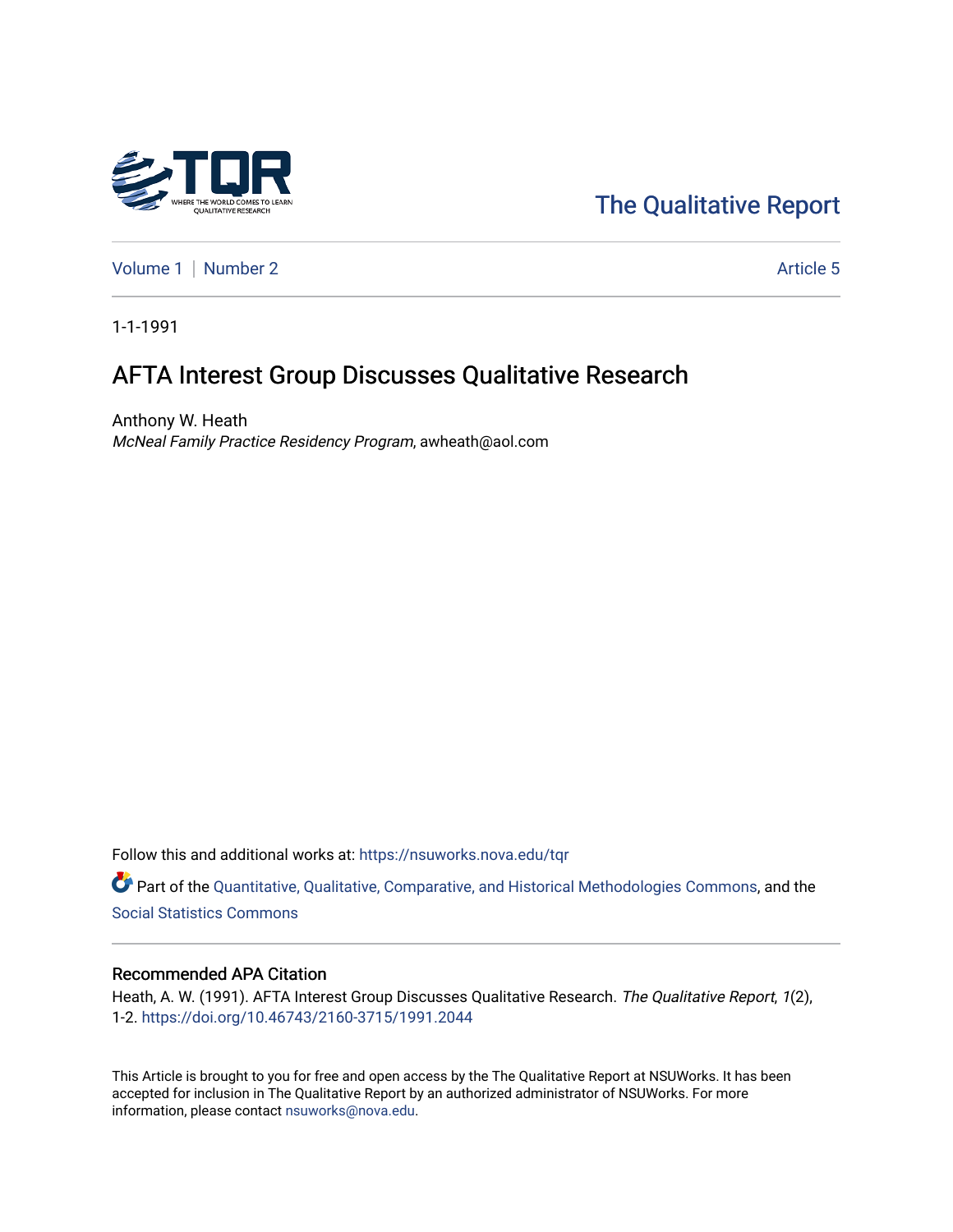The Qualitative Report

Volume 1 | Number 2 Article 5

1-1-1991

# AFTA Interest Group Discusses Qualitative Research

Anthony W. Heath
*McNeal Family Practice Residency Program*, awheath@aol.com

Follow this and additional works at: https://nsuworks.nova.edu/tqr

Part of the Quantitative, Qualitative, Comparative, and Historical Methodologies Commons, and the Social Statistics Commons

## Recommended APA Citation

Heath, A. W. (1991). AFTA Interest Group Discusses Qualitative Research. *The Qualitative Report*, *1*(2), 1-2. https://doi.org/10.46743/2160-3715/1991.2044

This Article is brought to you for free and open access by the The Qualitative Report at NSUWorks. It has been accepted for inclusion in The Qualitative Report by an authorized administrator of NSUWorks. For more information, please contact nsuworks@nova.edu.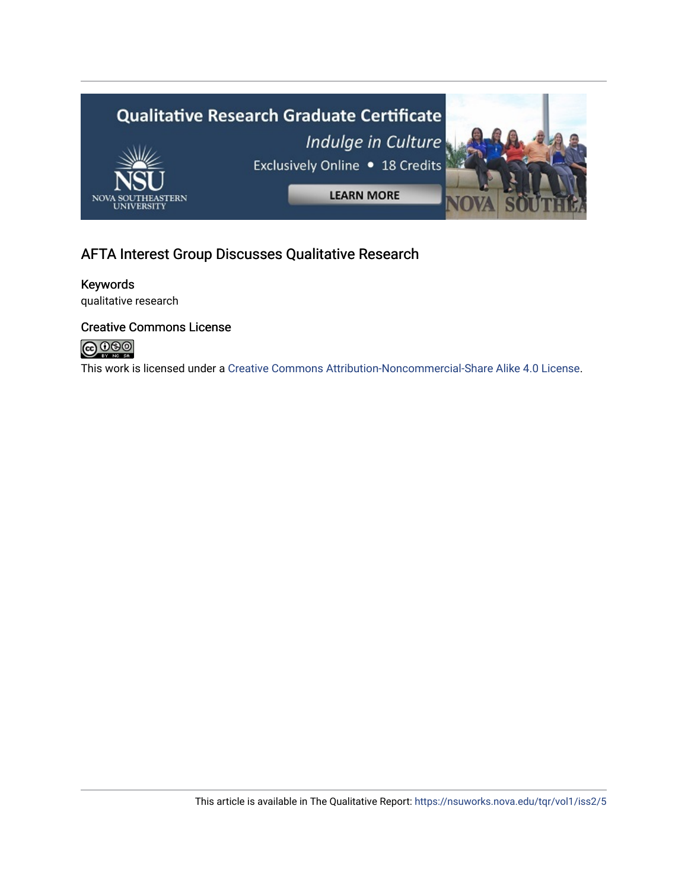## AFTA Interest Group Discusses Qualitative Research

### Keywords

qualitative research

### Creative Commons License

This work is licensed under a Creative Commons Attribution-Noncommercial-Share Alike 4.0 License.

This article is available in The Qualitative Report: https://nsuworks.nova.edu/tqr/vol1/iss2/5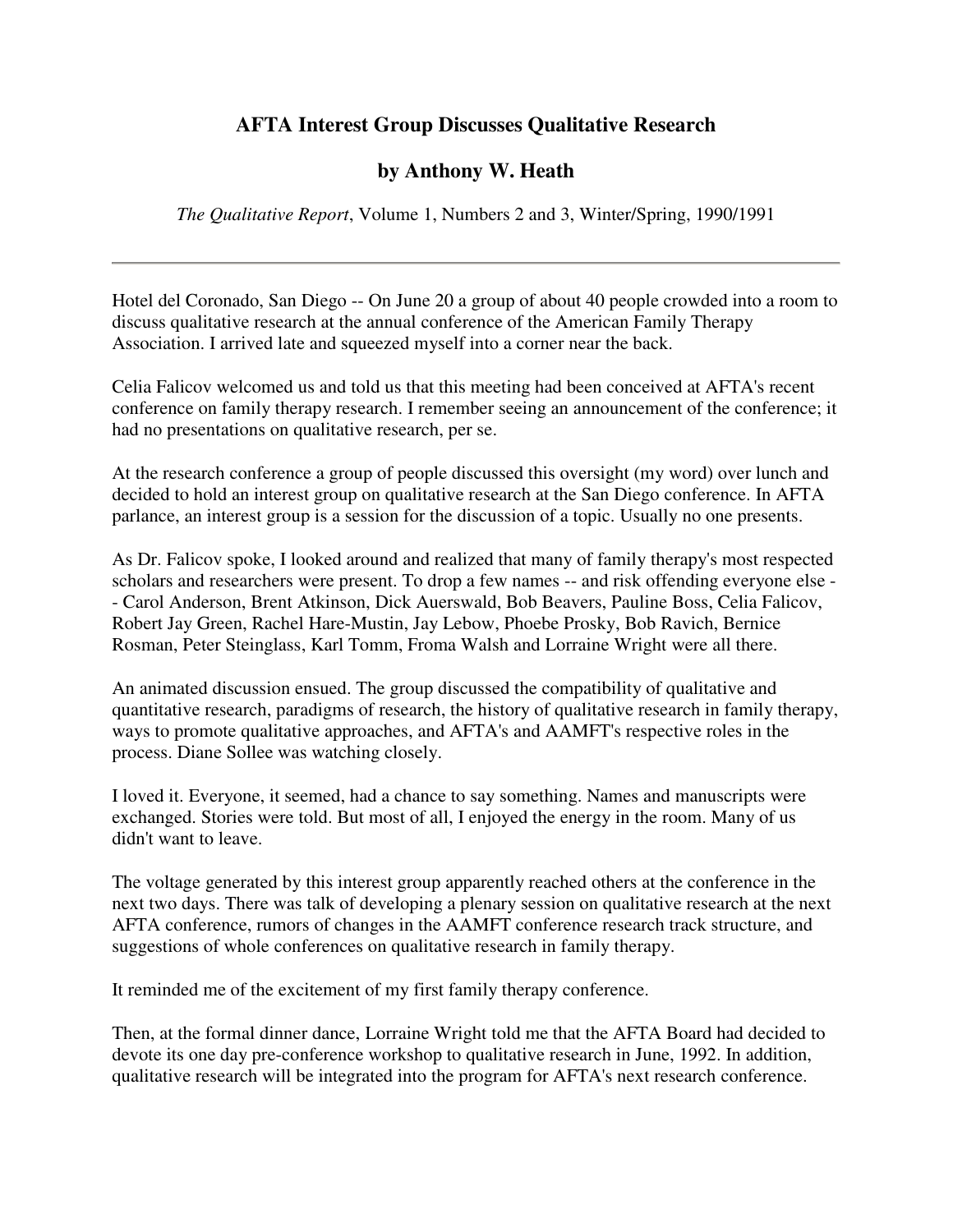# AFTA Interest Group Discusses Qualitative Research

## by Anthony W. Heath

*The Qualitative Report*, Volume 1, Numbers 2 and 3, Winter/Spring, 1990/1991

---

Hotel del Coronado, San Diego -- On June 20 a group of about 40 people crowded into a room to discuss qualitative research at the annual conference of the American Family Therapy Association. I arrived late and squeezed myself into a corner near the back.

Celia Falicov welcomed us and told us that this meeting had been conceived at AFTA's recent conference on family therapy research. I remember seeing an announcement of the conference; it had no presentations on qualitative research, per se.

At the research conference a group of people discussed this oversight (my word) over lunch and decided to hold an interest group on qualitative research at the San Diego conference. In AFTA parlance, an interest group is a session for the discussion of a topic. Usually no one presents.

As Dr. Falicov spoke, I looked around and realized that many of family therapy's most respected scholars and researchers were present. To drop a few names -- and risk offending everyone else -- Carol Anderson, Brent Atkinson, Dick Auerswald, Bob Beavers, Pauline Boss, Celia Falicov, Robert Jay Green, Rachel Hare-Mustin, Jay Lebow, Phoebe Prosky, Bob Ravich, Bernice Rosman, Peter Steinglass, Karl Tomm, Froma Walsh and Lorraine Wright were all there.

An animated discussion ensued. The group discussed the compatibility of qualitative and quantitative research, paradigms of research, the history of qualitative research in family therapy, ways to promote qualitative approaches, and AFTA's and AAMFT's respective roles in the process. Diane Sollee was watching closely.

I loved it. Everyone, it seemed, had a chance to say something. Names and manuscripts were exchanged. Stories were told. But most of all, I enjoyed the energy in the room. Many of us didn't want to leave.

The voltage generated by this interest group apparently reached others at the conference in the next two days. There was talk of developing a plenary session on qualitative research at the next AFTA conference, rumors of changes in the AAMFT conference research track structure, and suggestions of whole conferences on qualitative research in family therapy.

It reminded me of the excitement of my first family therapy conference.

Then, at the formal dinner dance, Lorraine Wright told me that the AFTA Board had decided to devote its one day pre-conference workshop to qualitative research in June, 1992. In addition, qualitative research will be integrated into the program for AFTA's next research conference.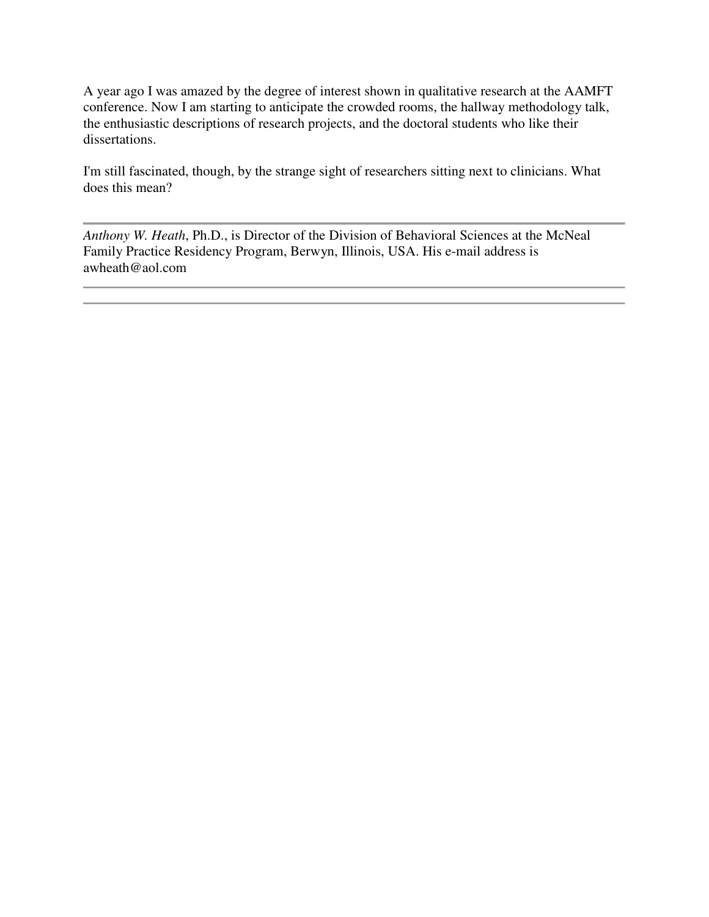A year ago I was amazed by the degree of interest shown in qualitative research at the AAMFT conference. Now I am starting to anticipate the crowded rooms, the hallway methodology talk, the enthusiastic descriptions of research projects, and the doctoral students who like their dissertations.

I'm still fascinated, though, by the strange sight of researchers sitting next to clinicians. What does this mean?

---

*Anthony W. Heath*, Ph.D., is Director of the Division of Behavioral Sciences at the McNeal Family Practice Residency Program, Berwyn, Illinois, USA. His e-mail address is awheath@aol.com

---